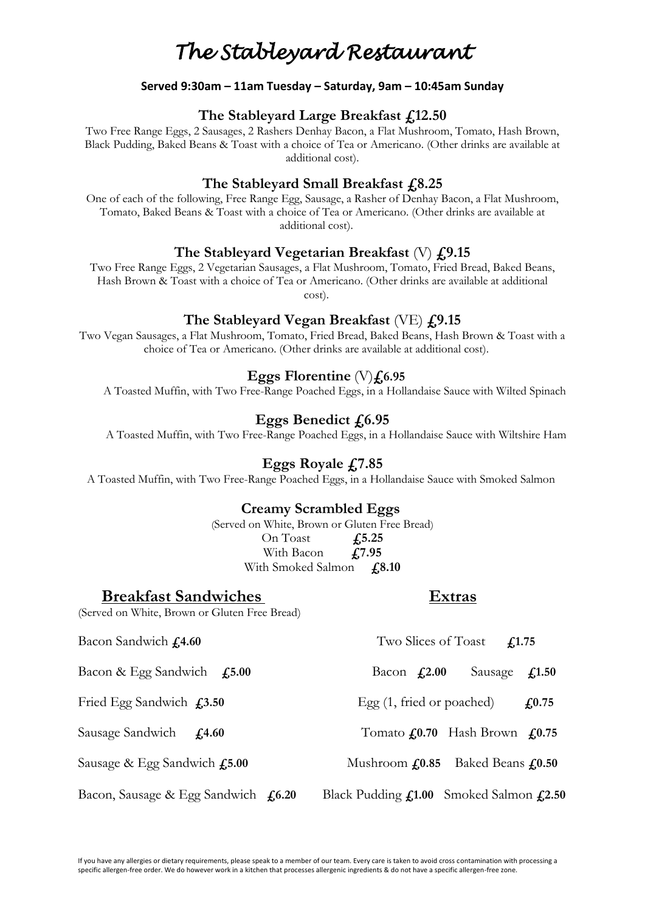# *The Stableyard Restaurant*

**Served 9:30am – 11am Tuesday – Saturday, 9am – 10:45am Sunday**

### The Stableyard Large Breakfast £12.50

Two Free Range Eggs, 2 Sausages, 2 Rashers Denhay Bacon, a Flat Mushroom, Tomato, Hash Brown, Black Pudding, Baked Beans & Toast with a choice of Tea or Americano. (Other drinks are available at additional cost).

### The Stableyard Small Breakfast £8.25

One of each of the following, Free Range Egg, Sausage, a Rasher of Denhay Bacon, a Flat Mushroom, Tomato, Baked Beans & Toast with a choice of Tea or Americano. (Other drinks are available at additional cost).

### The Stableyard Vegetarian Breakfast (V) £9.15

Two Free Range Eggs, 2 Vegetarian Sausages, a Flat Mushroom, Tomato, Fried Bread, Baked Beans, Hash Brown & Toast with a choice of Tea or Americano. (Other drinks are available at additional cost).

### The Stableyard Vegan Breakfast (VE) £9.15

Two Vegan Sausages, a Flat Mushroom, Tomato, Fried Bread, Baked Beans, Hash Brown & Toast with a choice of Tea or Americano. (Other drinks are available at additional cost).

### Eggs Florentine (V) £6.95

A Toasted Muffin, with Two Free-Range Poached Eggs, in a Hollandaise Sauce with Wilted Spinach

### Eggs Benedict £6.95

A Toasted Muffin, with Two Free-Range Poached Eggs, in a Hollandaise Sauce with Wiltshire Ham

### Eggs Royale £7.85

A Toasted Muffin, with Two Free-Range Poached Eggs, in a Hollandaise Sauce with Smoked Salmon

### Creamy Scrambled Eggs

(Served on White, Brown or Gluten Free Bread)

On Toast **£5.25**
With Bacon **£7.95**
With Smoked Salmon **£8.10**

## Breakfast Sandwiches

(Served on White, Brown or Gluten Free Bread)

Bacon Sandwich **£4.60**

Bacon & Egg Sandwich **£5.00**

Fried Egg Sandwich **£3.50**

Sausage Sandwich **£4.60**

Sausage & Egg Sandwich **£5.00**

Bacon, Sausage & Egg Sandwich **£6.20**

## Extras

Two Slices of Toast **£1.75**

Bacon **£2.00** Sausage **£1.50**

Egg (1, fried or poached) **£0.75**

Tomato **£0.70** Hash Brown **£0.75**

Mushroom **£0.85** Baked Beans **£0.50**

Black Pudding **£1.00** Smoked Salmon **£2.50**

If you have any allergies or dietary requirements, please speak to a member of our team. Every care is taken to avoid cross contamination with processing a specific allergen-free order. We do however work in a kitchen that processes allergenic ingredients & do not have a specific allergen-free zone.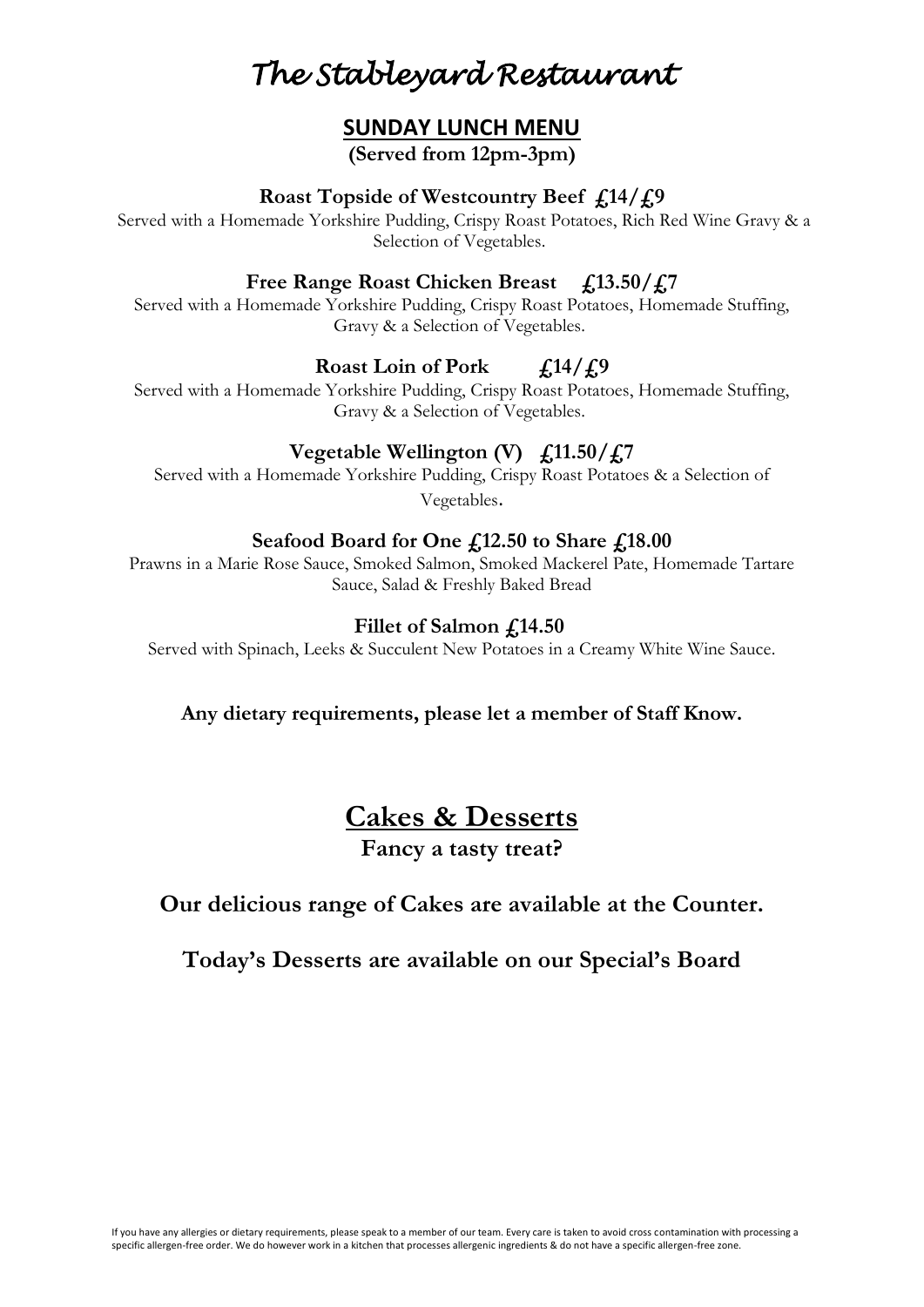# *The Stableyard Restaurant*

## SUNDAY LUNCH MENU

**(Served from 12pm-3pm)**

**Roast Topside of Westcountry Beef £14/£9**

Served with a Homemade Yorkshire Pudding, Crispy Roast Potatoes, Rich Red Wine Gravy & a Selection of Vegetables.

**Free Range Roast Chicken Breast £13.50/£7**

Served with a Homemade Yorkshire Pudding, Crispy Roast Potatoes, Homemade Stuffing, Gravy & a Selection of Vegetables.

**Roast Loin of Pork £14/£9**

Served with a Homemade Yorkshire Pudding, Crispy Roast Potatoes, Homemade Stuffing, Gravy & a Selection of Vegetables.

**Vegetable Wellington (V) £11.50/£7**

Served with a Homemade Yorkshire Pudding, Crispy Roast Potatoes & a Selection of Vegetables.

**Seafood Board for One £12.50 to Share £18.00**

Prawns in a Marie Rose Sauce, Smoked Salmon, Smoked Mackerel Pate, Homemade Tartare Sauce, Salad & Freshly Baked Bread

**Fillet of Salmon £14.50**

Served with Spinach, Leeks & Succulent New Potatoes in a Creamy White Wine Sauce.

**Any dietary requirements, please let a member of Staff Know.**

## Cakes & Desserts

**Fancy a tasty treat?**

**Our delicious range of Cakes are available at the Counter.**

**Today's Desserts are available on our Special's Board**

If you have any allergies or dietary requirements, please speak to a member of our team. Every care is taken to avoid cross contamination with processing a specific allergen-free order. We do however work in a kitchen that processes allergenic ingredients & do not have a specific allergen-free zone.